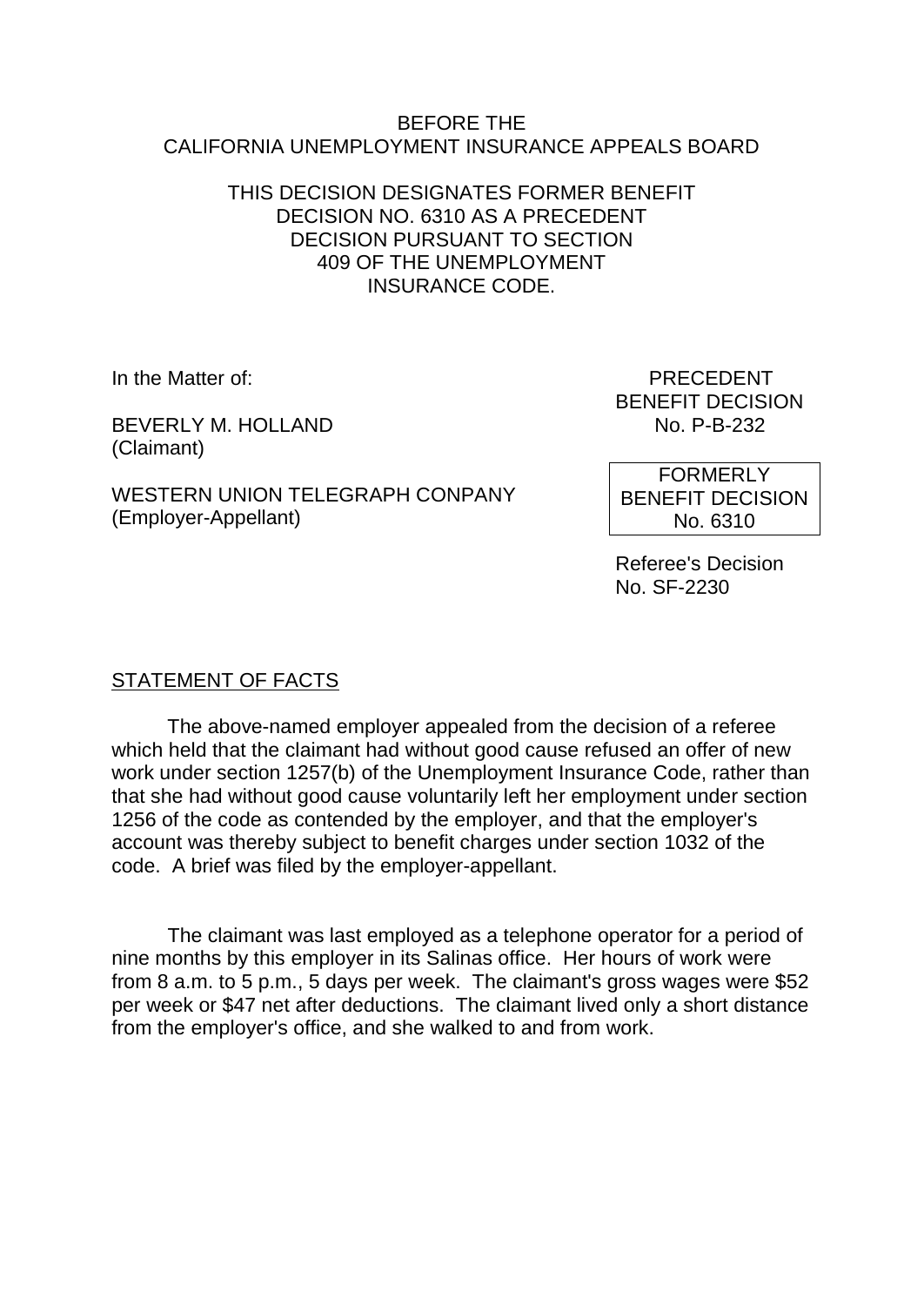BEFORE THE
CALIFORNIA UNEMPLOYMENT INSURANCE APPEALS BOARD

THIS DECISION DESIGNATES FORMER BENEFIT DECISION NO. 6310 AS A PRECEDENT DECISION PURSUANT TO SECTION 409 OF THE UNEMPLOYMENT INSURANCE CODE.

In the Matter of:

BEVERLY M. HOLLAND
(Claimant)

WESTERN UNION TELEGRAPH CONPANY
(Employer-Appellant)

PRECEDENT
BENEFIT DECISION
No. P-B-232

FORMERLY
BENEFIT DECISION
No. 6310

Referee's Decision
No. SF-2230

## STATEMENT OF FACTS

The above-named employer appealed from the decision of a referee which held that the claimant had without good cause refused an offer of new work under section 1257(b) of the Unemployment Insurance Code, rather than that she had without good cause voluntarily left her employment under section 1256 of the code as contended by the employer, and that the employer's account was thereby subject to benefit charges under section 1032 of the code. A brief was filed by the employer-appellant.

The claimant was last employed as a telephone operator for a period of nine months by this employer in its Salinas office. Her hours of work were from 8 a.m. to 5 p.m., 5 days per week. The claimant's gross wages were $52 per week or $47 net after deductions. The claimant lived only a short distance from the employer's office, and she walked to and from work.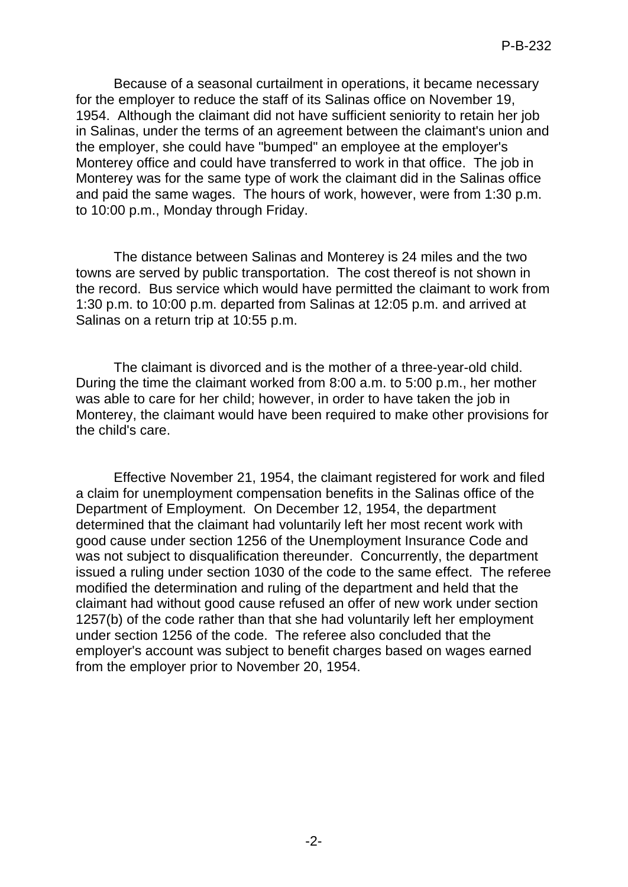Because of a seasonal curtailment in operations, it became necessary for the employer to reduce the staff of its Salinas office on November 19, 1954. Although the claimant did not have sufficient seniority to retain her job in Salinas, under the terms of an agreement between the claimant's union and the employer, she could have "bumped" an employee at the employer's Monterey office and could have transferred to work in that office. The job in Monterey was for the same type of work the claimant did in the Salinas office and paid the same wages. The hours of work, however, were from 1:30 p.m. to 10:00 p.m., Monday through Friday.

The distance between Salinas and Monterey is 24 miles and the two towns are served by public transportation. The cost thereof is not shown in the record. Bus service which would have permitted the claimant to work from 1:30 p.m. to 10:00 p.m. departed from Salinas at 12:05 p.m. and arrived at Salinas on a return trip at 10:55 p.m.

The claimant is divorced and is the mother of a three-year-old child. During the time the claimant worked from 8:00 a.m. to 5:00 p.m., her mother was able to care for her child; however, in order to have taken the job in Monterey, the claimant would have been required to make other provisions for the child's care.

Effective November 21, 1954, the claimant registered for work and filed a claim for unemployment compensation benefits in the Salinas office of the Department of Employment. On December 12, 1954, the department determined that the claimant had voluntarily left her most recent work with good cause under section 1256 of the Unemployment Insurance Code and was not subject to disqualification thereunder. Concurrently, the department issued a ruling under section 1030 of the code to the same effect. The referee modified the determination and ruling of the department and held that the claimant had without good cause refused an offer of new work under section 1257(b) of the code rather than that she had voluntarily left her employment under section 1256 of the code. The referee also concluded that the employer's account was subject to benefit charges based on wages earned from the employer prior to November 20, 1954.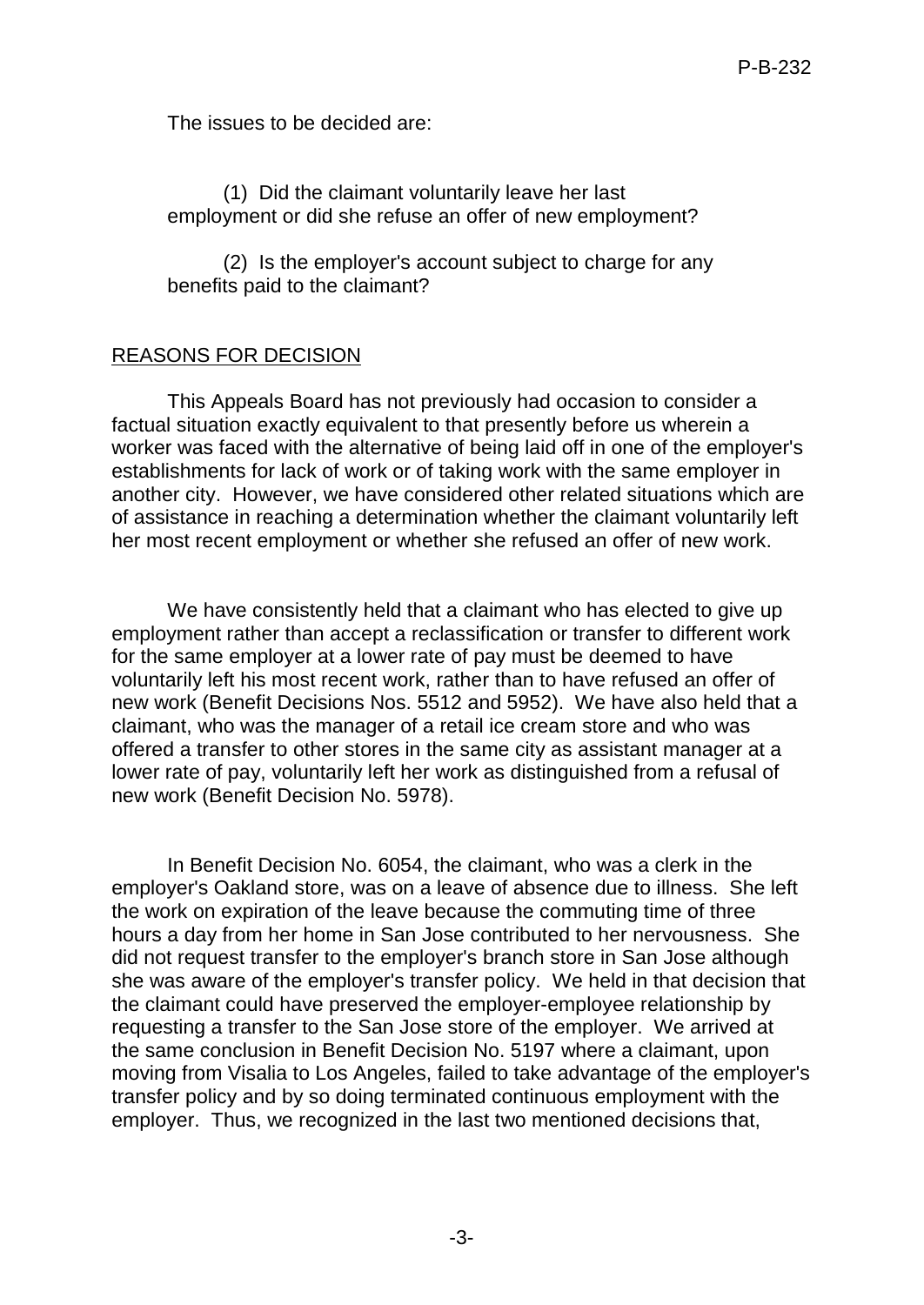The issues to be decided are:

(1) Did the claimant voluntarily leave her last employment or did she refuse an offer of new employment?

(2) Is the employer's account subject to charge for any benefits paid to the claimant?

## REASONS FOR DECISION

This Appeals Board has not previously had occasion to consider a factual situation exactly equivalent to that presently before us wherein a worker was faced with the alternative of being laid off in one of the employer's establishments for lack of work or of taking work with the same employer in another city. However, we have considered other related situations which are of assistance in reaching a determination whether the claimant voluntarily left her most recent employment or whether she refused an offer of new work.

We have consistently held that a claimant who has elected to give up employment rather than accept a reclassification or transfer to different work for the same employer at a lower rate of pay must be deemed to have voluntarily left his most recent work, rather than to have refused an offer of new work (Benefit Decisions Nos. 5512 and 5952). We have also held that a claimant, who was the manager of a retail ice cream store and who was offered a transfer to other stores in the same city as assistant manager at a lower rate of pay, voluntarily left her work as distinguished from a refusal of new work (Benefit Decision No. 5978).

In Benefit Decision No. 6054, the claimant, who was a clerk in the employer's Oakland store, was on a leave of absence due to illness. She left the work on expiration of the leave because the commuting time of three hours a day from her home in San Jose contributed to her nervousness. She did not request transfer to the employer's branch store in San Jose although she was aware of the employer's transfer policy. We held in that decision that the claimant could have preserved the employer-employee relationship by requesting a transfer to the San Jose store of the employer. We arrived at the same conclusion in Benefit Decision No. 5197 where a claimant, upon moving from Visalia to Los Angeles, failed to take advantage of the employer's transfer policy and by so doing terminated continuous employment with the employer. Thus, we recognized in the last two mentioned decisions that,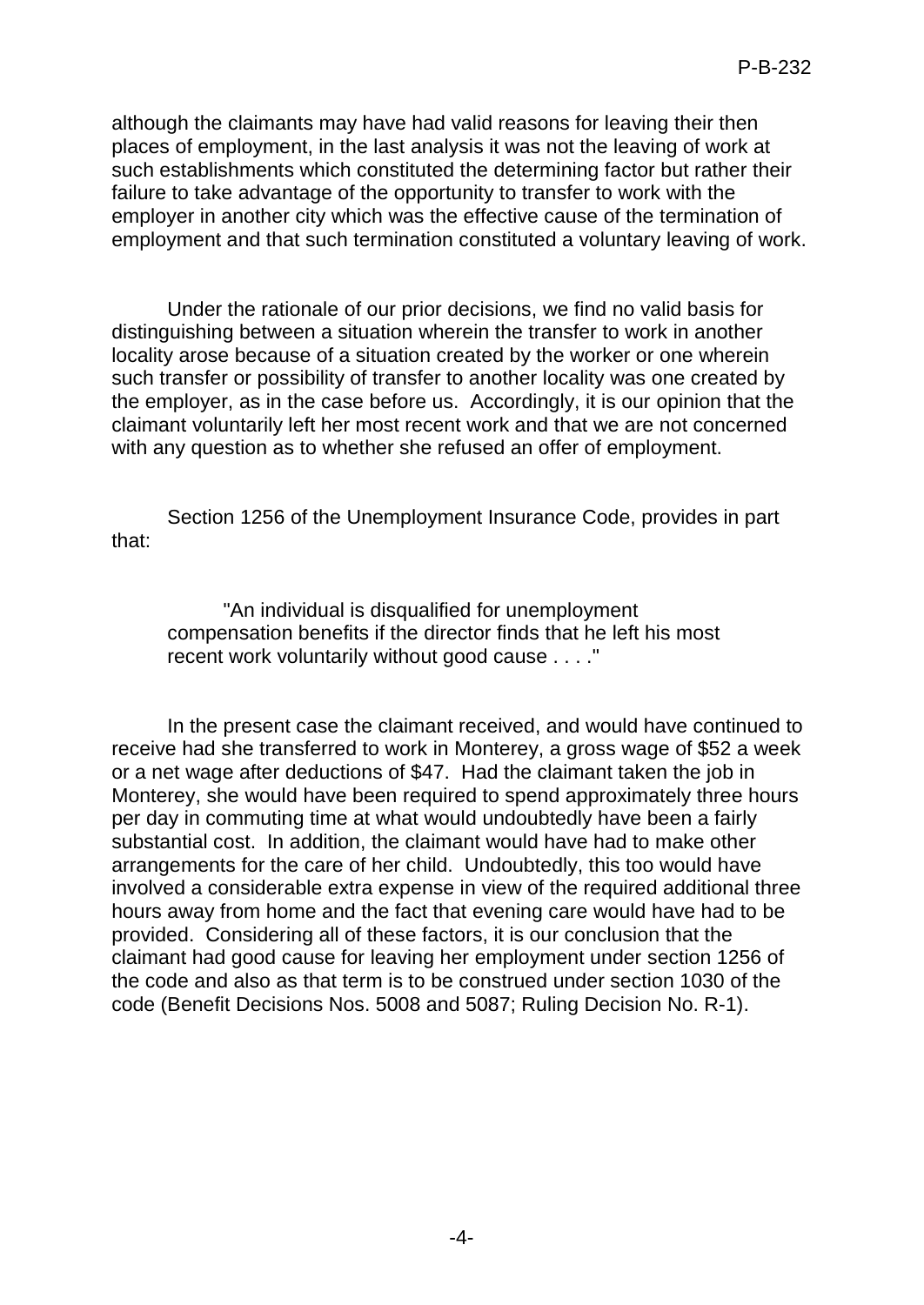although the claimants may have had valid reasons for leaving their then places of employment, in the last analysis it was not the leaving of work at such establishments which constituted the determining factor but rather their failure to take advantage of the opportunity to transfer to work with the employer in another city which was the effective cause of the termination of employment and that such termination constituted a voluntary leaving of work.

Under the rationale of our prior decisions, we find no valid basis for distinguishing between a situation wherein the transfer to work in another locality arose because of a situation created by the worker or one wherein such transfer or possibility of transfer to another locality was one created by the employer, as in the case before us. Accordingly, it is our opinion that the claimant voluntarily left her most recent work and that we are not concerned with any question as to whether she refused an offer of employment.

Section 1256 of the Unemployment Insurance Code, provides in part that:

> "An individual is disqualified for unemployment compensation benefits if the director finds that he left his most recent work voluntarily without good cause . . . ."

In the present case the claimant received, and would have continued to receive had she transferred to work in Monterey, a gross wage of $52 a week or a net wage after deductions of $47. Had the claimant taken the job in Monterey, she would have been required to spend approximately three hours per day in commuting time at what would undoubtedly have been a fairly substantial cost. In addition, the claimant would have had to make other arrangements for the care of her child. Undoubtedly, this too would have involved a considerable extra expense in view of the required additional three hours away from home and the fact that evening care would have had to be provided. Considering all of these factors, it is our conclusion that the claimant had good cause for leaving her employment under section 1256 of the code and also as that term is to be construed under section 1030 of the code (Benefit Decisions Nos. 5008 and 5087; Ruling Decision No. R-1).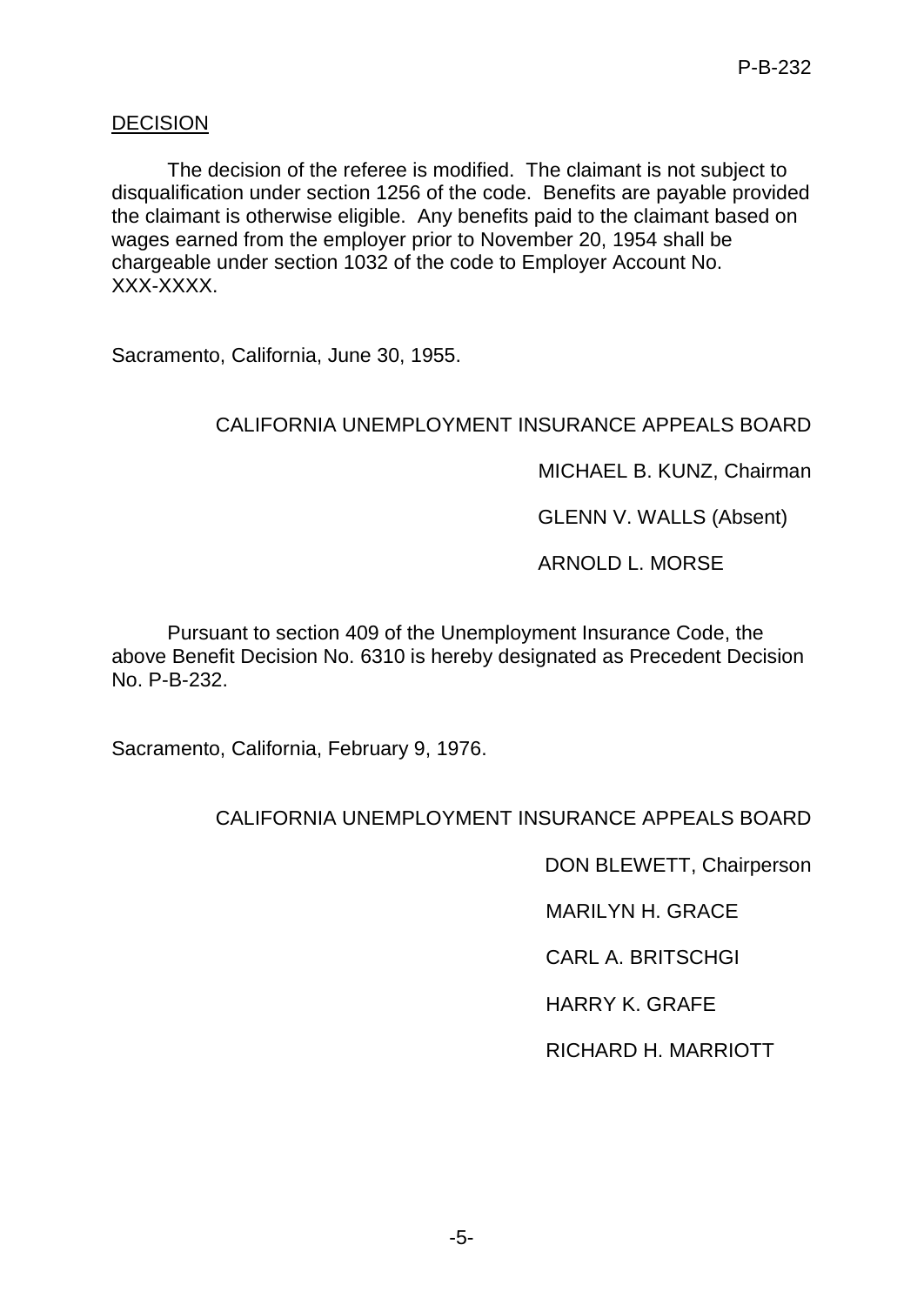## DECISION

The decision of the referee is modified. The claimant is not subject to disqualification under section 1256 of the code. Benefits are payable provided the claimant is otherwise eligible. Any benefits paid to the claimant based on wages earned from the employer prior to November 20, 1954 shall be chargeable under section 1032 of the code to Employer Account No. XXX-XXXX.

Sacramento, California, June 30, 1955.

CALIFORNIA UNEMPLOYMENT INSURANCE APPEALS BOARD

MICHAEL B. KUNZ, Chairman

GLENN V. WALLS (Absent)

ARNOLD L. MORSE

Pursuant to section 409 of the Unemployment Insurance Code, the above Benefit Decision No. 6310 is hereby designated as Precedent Decision No. P-B-232.

Sacramento, California, February 9, 1976.

CALIFORNIA UNEMPLOYMENT INSURANCE APPEALS BOARD

DON BLEWETT, Chairperson

MARILYN H. GRACE

CARL A. BRITSCHGI

HARRY K. GRAFE

RICHARD H. MARRIOTT